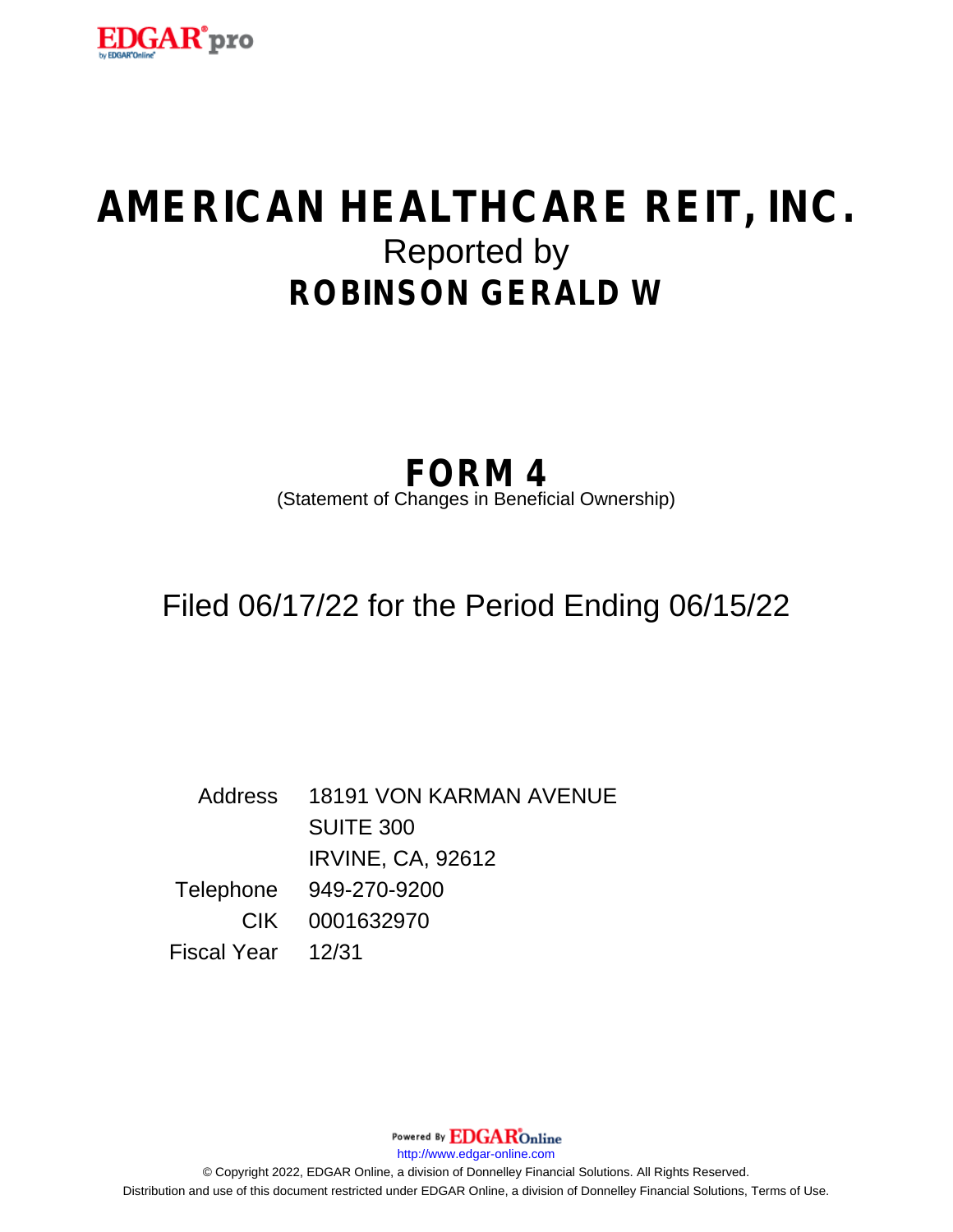# AMERICAN HEALTHCARE REIT, INC.

Reported by

## ROBINSON GERALD W

# FORM 4

(Statement of Changes in Beneficial Ownership)

Filed 06/17/22 for the Period Ending 06/15/22

| | |
|---|---|
| Address | 18191 VON KARMAN AVENUE<br>SUITE 300<br>IRVINE, CA, 92612 |
| Telephone | 949-270-9200 |
| CIK | 0001632970 |
| Fiscal Year | 12/31 |

Powered By EDGAR Online

http://www.edgar-online.com

© Copyright 2022, EDGAR Online, a division of Donnelley Financial Solutions. All Rights Reserved.

Distribution and use of this document restricted under EDGAR Online, a division of Donnelley Financial Solutions, Terms of Use.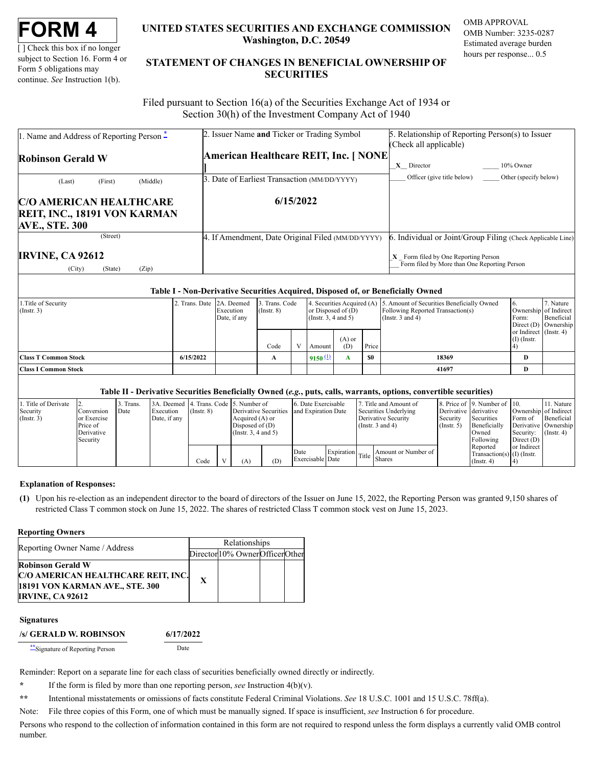# FORM 4

[ ] Check this box if no longer subject to Section 16. Form 4 or Form 5 obligations may continue. *See* Instruction 1(b).

**UNITED STATES SECURITIES AND EXCHANGE COMMISSION**
**Washington, D.C. 20549**

**STATEMENT OF CHANGES IN BENEFICIAL OWNERSHIP OF SECURITIES**

OMB APPROVAL
OMB Number: 3235-0287
Estimated average burden hours per response... 0.5

Filed pursuant to Section 16(a) of the Securities Exchange Act of 1934 or Section 30(h) of the Investment Company Act of 1940

| 1. Name and Address of Reporting Person * | 2. Issuer Name **and** Ticker or Trading Symbol | 5. Relationship of Reporting Person(s) to Issuer (Check all applicable) |
|---|---|---|
| **Robinson Gerald W** | **American Healthcare REIT, Inc. [ NONE ]** | X Director ___ 10% Owner |
| (Last) (First) (Middle) | 3. Date of Earliest Transaction (MM/DD/YYYY) | ___ Officer (give title below) ___ Other (specify below) |
| **C/O AMERICAN HEALTHCARE REIT, INC., 18191 VON KARMAN AVE., STE. 300** | **6/15/2022** | |
| (Street) | 4. If Amendment, Date Original Filed (MM/DD/YYYY) | 6. Individual or Joint/Group Filing (Check Applicable Line) |
| **IRVINE, CA 92612** | | X Form filed by One Reporting Person |
| (City) (State) (Zip) | | ___ Form filed by More than One Reporting Person |

**Table I - Non-Derivative Securities Acquired, Disposed of, or Beneficially Owned**

| 1.Title of Security (Instr. 3) | 2. Trans. Date | 2A. Deemed Execution Date, if any | 3. Trans. Code (Instr. 8) | | 4. Securities Acquired (A) or Disposed of (D) (Instr. 3, 4 and 5) | | | 5. Amount of Securities Beneficially Owned Following Reported Transaction(s) (Instr. 3 and 4) | 6. Ownership Form: Direct (D) or Indirect (I) (Instr. 4) | 7. Nature of Indirect Beneficial Ownership (Instr. 4) |
|---|---|---|---|---|---|---|---|---|---|---|
| | | | Code | V | Amount | (A) or (D) | Price | | | |
| **Class T Common Stock** | **6/15/2022** | | **A** | | **9150** (1) | **A** | **$0** | **18369** | **D** | |
| **Class I Common Stock** | | | | | | | | **41697** | **D** | |

**Table II - Derivative Securities Beneficially Owned (*e.g.*, puts, calls, warrants, options, convertible securities)**

| 1. Title of Derivate Security (Instr. 3) | 2. Conversion or Exercise Price of Derivative Security | 3. Trans. Date | 3A. Deemed Execution Date, if any | 4. Trans. Code (Instr. 8) | | 5. Number of Derivative Securities Acquired (A) or Disposed of (D) (Instr. 3, 4 and 5) | | 6. Date Exercisable and Expiration Date | | 7. Title and Amount of Securities Underlying Derivative Security (Instr. 3 and 4) | | 8. Price of Derivative Security (Instr. 5) | 9. Number of derivative Securities Beneficially Owned Following Reported Transaction(s) (Instr. 4) | 10. Ownership Form of Derivative Security: Direct (D) or Indirect (I) (Instr. 4) | 11. Nature of Indirect Beneficial Ownership (Instr. 4) |
|---|---|---|---|---|---|---|---|---|---|---|---|---|---|---|---|
| | | | | Code | V | (A) | (D) | Date Exercisable | Expiration Date | Title | Amount or Number of Shares | | | | |

**Explanation of Responses:**

**(1)** Upon his re-election as an independent director to the board of directors of the Issuer on June 15, 2022, the Reporting Person was granted 9,150 shares of restricted Class T common stock on June 15, 2022. The shares of restricted Class T common stock vest on June 15, 2023.

**Reporting Owners**

| Reporting Owner Name / Address | Relationships | | | |
|---|---|---|---|---|
| | Director | 10% Owner | Officer | Other |
| **Robinson Gerald W** **C/O AMERICAN HEALTHCARE REIT, INC.** **18191 VON KARMAN AVE., STE. 300** **IRVINE, CA 92612** | **X** | | | |

**Signatures**

| **/s/ GERALD W. ROBINSON** | **6/17/2022** |
|---|---|
| **Signature of Reporting Person | Date |

Reminder: Report on a separate line for each class of securities beneficially owned directly or indirectly.

\* If the form is filed by more than one reporting person, *see* Instruction 4(b)(v).

** Intentional misstatements or omissions of facts constitute Federal Criminal Violations. *See* 18 U.S.C. 1001 and 15 U.S.C. 78ff(a).

Note: File three copies of this Form, one of which must be manually signed. If space is insufficient, *see* Instruction 6 for procedure.

Persons who respond to the collection of information contained in this form are not required to respond unless the form displays a currently valid OMB control number.